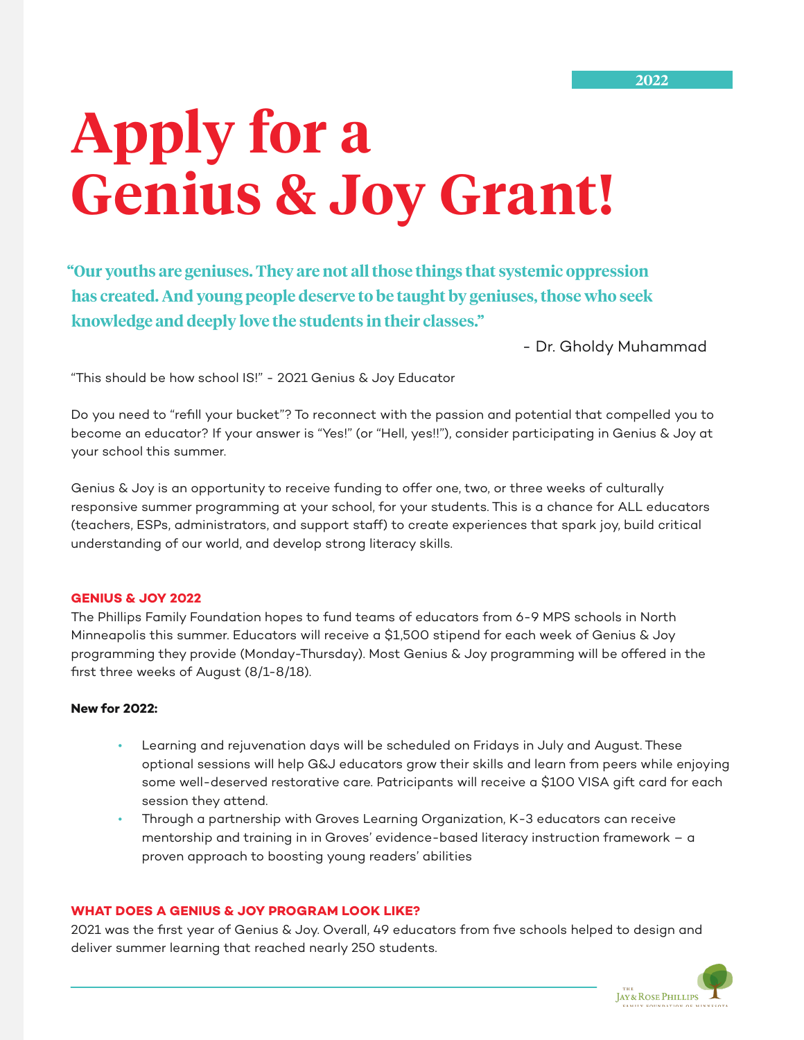2022

# Apply for a Genius & Joy Grant!

**"Our youths are geniuses. They are not all those things that systemic oppression has created. And young people deserve to be taught by geniuses, those who seek knowledge and deeply love the students in their classes."**

- Dr. Gholdy Muhammad

"This should be how school IS!" - 2021 Genius & Joy Educator

Do you need to "refill your bucket"? To reconnect with the passion and potential that compelled you to become an educator? If your answer is "Yes!" (or "Hell, yes!!"), consider participating in Genius & Joy at your school this summer.

Genius & Joy is an opportunity to receive funding to offer one, two, or three weeks of culturally responsive summer programming at your school, for your students. This is a chance for ALL educators (teachers, ESPs, administrators, and support staff) to create experiences that spark joy, build critical understanding of our world, and develop strong literacy skills.

## GENIUS & JOY 2022

The Phillips Family Foundation hopes to fund teams of educators from 6-9 MPS schools in North Minneapolis this summer. Educators will receive a $1,500 stipend for each week of Genius & Joy programming they provide (Monday-Thursday). Most Genius & Joy programming will be offered in the first three weeks of August (8/1-8/18).

**New for 2022:**

- Learning and rejuvenation days will be scheduled on Fridays in July and August. These optional sessions will help G&J educators grow their skills and learn from peers while enjoying some well-deserved restorative care. Participants will receive a $100 VISA gift card for each session they attend.
- Through a partnership with Groves Learning Organization, K-3 educators can receive mentorship and training in in Groves' evidence-based literacy instruction framework – a proven approach to boosting young readers' abilities

## WHAT DOES A GENIUS & JOY PROGRAM LOOK LIKE?

2021 was the first year of Genius & Joy. Overall, 49 educators from five schools helped to design and deliver summer learning that reached nearly 250 students.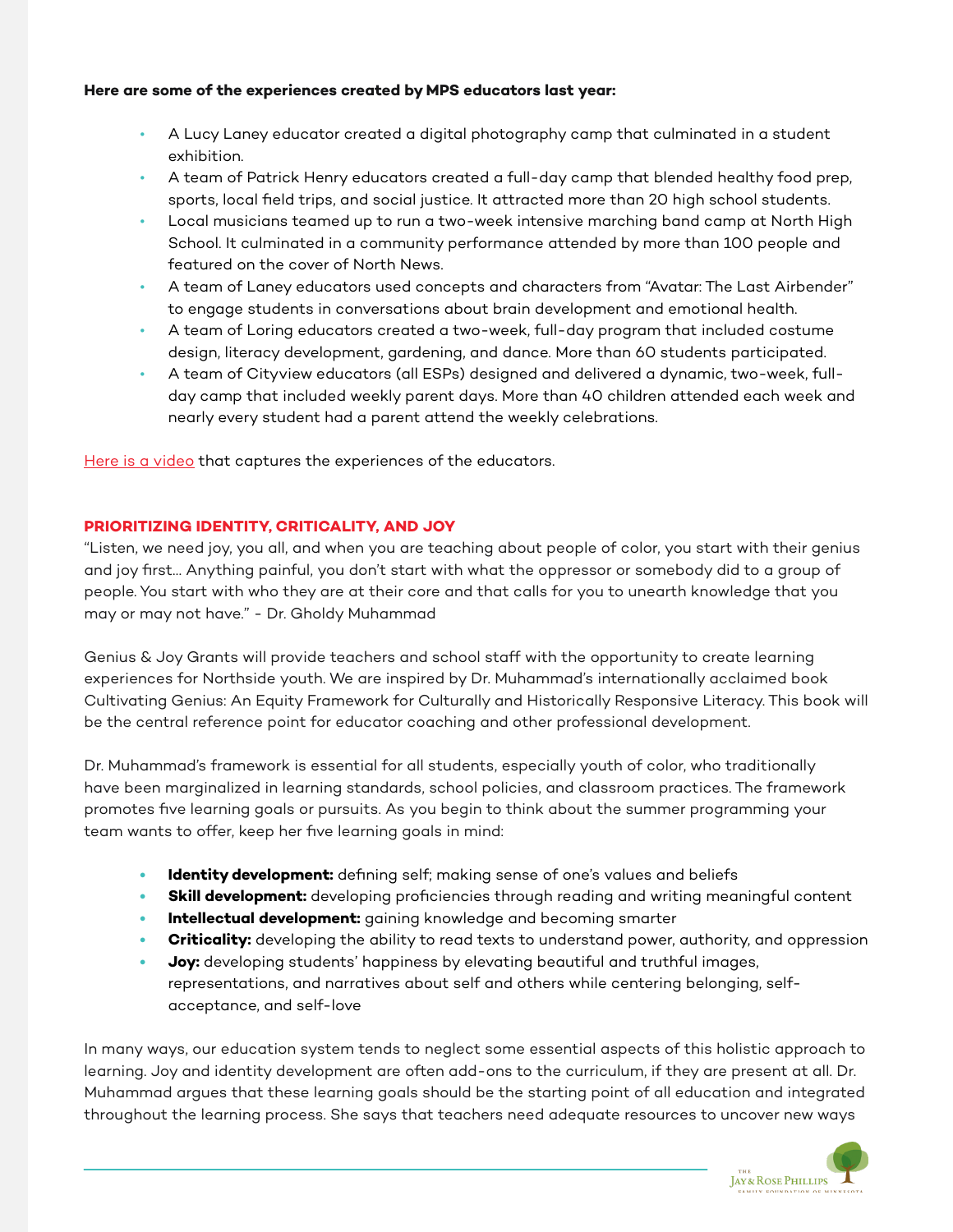**Here are some of the experiences created by MPS educators last year:**

- A Lucy Laney educator created a digital photography camp that culminated in a student exhibition.
- A team of Patrick Henry educators created a full-day camp that blended healthy food prep, sports, local field trips, and social justice. It attracted more than 20 high school students.
- Local musicians teamed up to run a two-week intensive marching band camp at North High School. It culminated in a community performance attended by more than 100 people and featured on the cover of North News.
- A team of Laney educators used concepts and characters from "Avatar: The Last Airbender" to engage students in conversations about brain development and emotional health.
- A team of Loring educators created a two-week, full-day program that included costume design, literacy development, gardening, and dance. More than 60 students participated.
- A team of Cityview educators (all ESPs) designed and delivered a dynamic, two-week, full-day camp that included weekly parent days. More than 40 children attended each week and nearly every student had a parent attend the weekly celebrations.

Here is a video that captures the experiences of the educators.

## PRIORITIZING IDENTITY, CRITICALITY, AND JOY

"Listen, we need joy, you all, and when you are teaching about people of color, you start with their genius and joy first... Anything painful, you don't start with what the oppressor or somebody did to a group of people. You start with who they are at their core and that calls for you to unearth knowledge that you may or may not have." - Dr. Gholdy Muhammad

Genius & Joy Grants will provide teachers and school staff with the opportunity to create learning experiences for Northside youth. We are inspired by Dr. Muhammad's internationally acclaimed book Cultivating Genius: An Equity Framework for Culturally and Historically Responsive Literacy. This book will be the central reference point for educator coaching and other professional development.

Dr. Muhammad's framework is essential for all students, especially youth of color, who traditionally have been marginalized in learning standards, school policies, and classroom practices. The framework promotes five learning goals or pursuits. As you begin to think about the summer programming your team wants to offer, keep her five learning goals in mind:

- **Identity development:** defining self; making sense of one's values and beliefs
- **Skill development:** developing proficiencies through reading and writing meaningful content
- **Intellectual development:** gaining knowledge and becoming smarter
- **Criticality:** developing the ability to read texts to understand power, authority, and oppression
- **Joy:** developing students' happiness by elevating beautiful and truthful images, representations, and narratives about self and others while centering belonging, self-acceptance, and self-love

In many ways, our education system tends to neglect some essential aspects of this holistic approach to learning. Joy and identity development are often add-ons to the curriculum, if they are present at all. Dr. Muhammad argues that these learning goals should be the starting point of all education and integrated throughout the learning process. She says that teachers need adequate resources to uncover new ways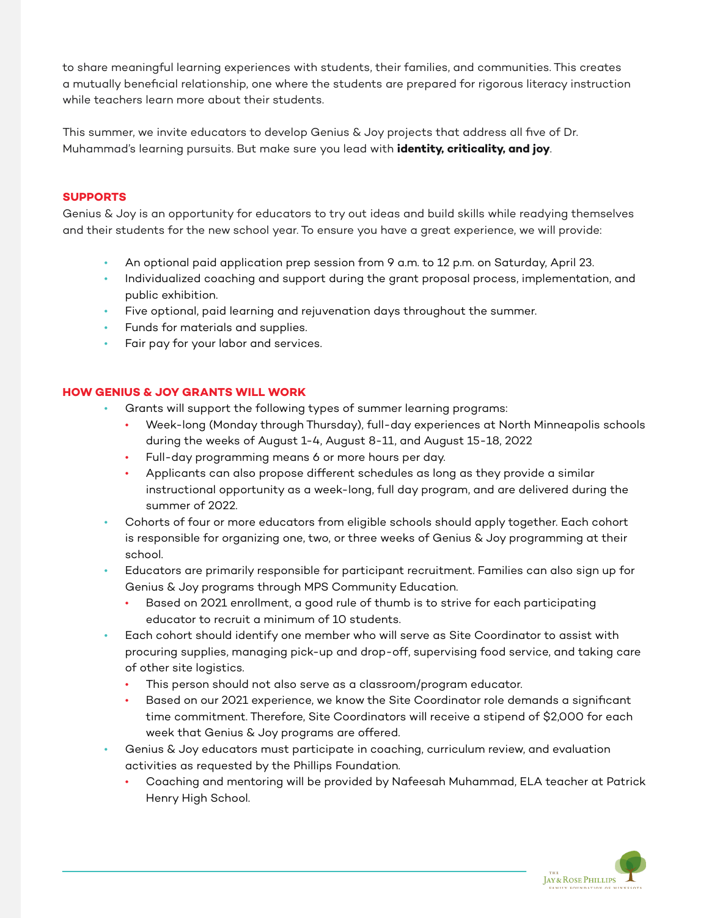to share meaningful learning experiences with students, their families, and communities. This creates a mutually beneficial relationship, one where the students are prepared for rigorous literacy instruction while teachers learn more about their students.

This summer, we invite educators to develop Genius & Joy projects that address all five of Dr. Muhammad's learning pursuits. But make sure you lead with **identity, criticality, and joy**.

## SUPPORTS

Genius & Joy is an opportunity for educators to try out ideas and build skills while readying themselves and their students for the new school year. To ensure you have a great experience, we will provide:

- An optional paid application prep session from 9 a.m. to 12 p.m. on Saturday, April 23.
- Individualized coaching and support during the grant proposal process, implementation, and public exhibition.
- Five optional, paid learning and rejuvenation days throughout the summer.
- Funds for materials and supplies.
- Fair pay for your labor and services.

## HOW GENIUS & JOY GRANTS WILL WORK

- Grants will support the following types of summer learning programs:
  - Week-long (Monday through Thursday), full-day experiences at North Minneapolis schools during the weeks of August 1-4, August 8-11, and August 15-18, 2022
  - Full-day programming means 6 or more hours per day.
  - Applicants can also propose different schedules as long as they provide a similar instructional opportunity as a week-long, full day program, and are delivered during the summer of 2022.
- Cohorts of four or more educators from eligible schools should apply together. Each cohort is responsible for organizing one, two, or three weeks of Genius & Joy programming at their school.
- Educators are primarily responsible for participant recruitment. Families can also sign up for Genius & Joy programs through MPS Community Education.
  - Based on 2021 enrollment, a good rule of thumb is to strive for each participating educator to recruit a minimum of 10 students.
- Each cohort should identify one member who will serve as Site Coordinator to assist with procuring supplies, managing pick-up and drop-off, supervising food service, and taking care of other site logistics.
  - This person should not also serve as a classroom/program educator.
  - Based on our 2021 experience, we know the Site Coordinator role demands a significant time commitment. Therefore, Site Coordinators will receive a stipend of $2,000 for each week that Genius & Joy programs are offered.
- Genius & Joy educators must participate in coaching, curriculum review, and evaluation activities as requested by the Phillips Foundation.
  - Coaching and mentoring will be provided by Nafeesah Muhammad, ELA teacher at Patrick Henry High School.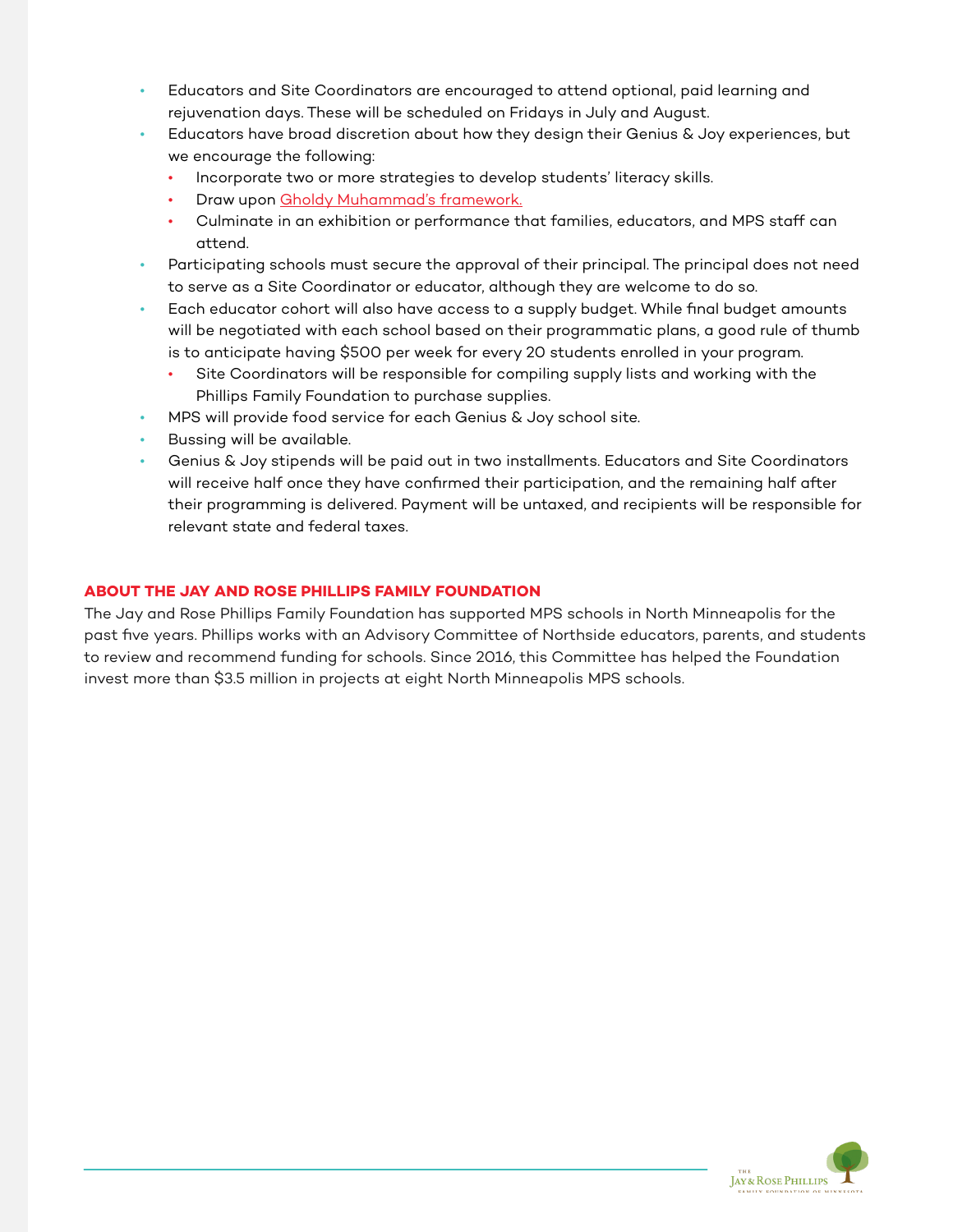- Educators and Site Coordinators are encouraged to attend optional, paid learning and rejuvenation days. These will be scheduled on Fridays in July and August.
- Educators have broad discretion about how they design their Genius & Joy experiences, but we encourage the following:
  - Incorporate two or more strategies to develop students' literacy skills.
  - Draw upon Gholdy Muhammad's framework.
  - Culminate in an exhibition or performance that families, educators, and MPS staff can attend.
- Participating schools must secure the approval of their principal. The principal does not need to serve as a Site Coordinator or educator, although they are welcome to do so.
- Each educator cohort will also have access to a supply budget. While final budget amounts will be negotiated with each school based on their programmatic plans, a good rule of thumb is to anticipate having $500 per week for every 20 students enrolled in your program.
  - Site Coordinators will be responsible for compiling supply lists and working with the Phillips Family Foundation to purchase supplies.
- MPS will provide food service for each Genius & Joy school site.
- Bussing will be available.
- Genius & Joy stipends will be paid out in two installments. Educators and Site Coordinators will receive half once they have confirmed their participation, and the remaining half after their programming is delivered. Payment will be untaxed, and recipients will be responsible for relevant state and federal taxes.

## ABOUT THE JAY AND ROSE PHILLIPS FAMILY FOUNDATION

The Jay and Rose Phillips Family Foundation has supported MPS schools in North Minneapolis for the past five years. Phillips works with an Advisory Committee of Northside educators, parents, and students to review and recommend funding for schools. Since 2016, this Committee has helped the Foundation invest more than $3.5 million in projects at eight North Minneapolis MPS schools.